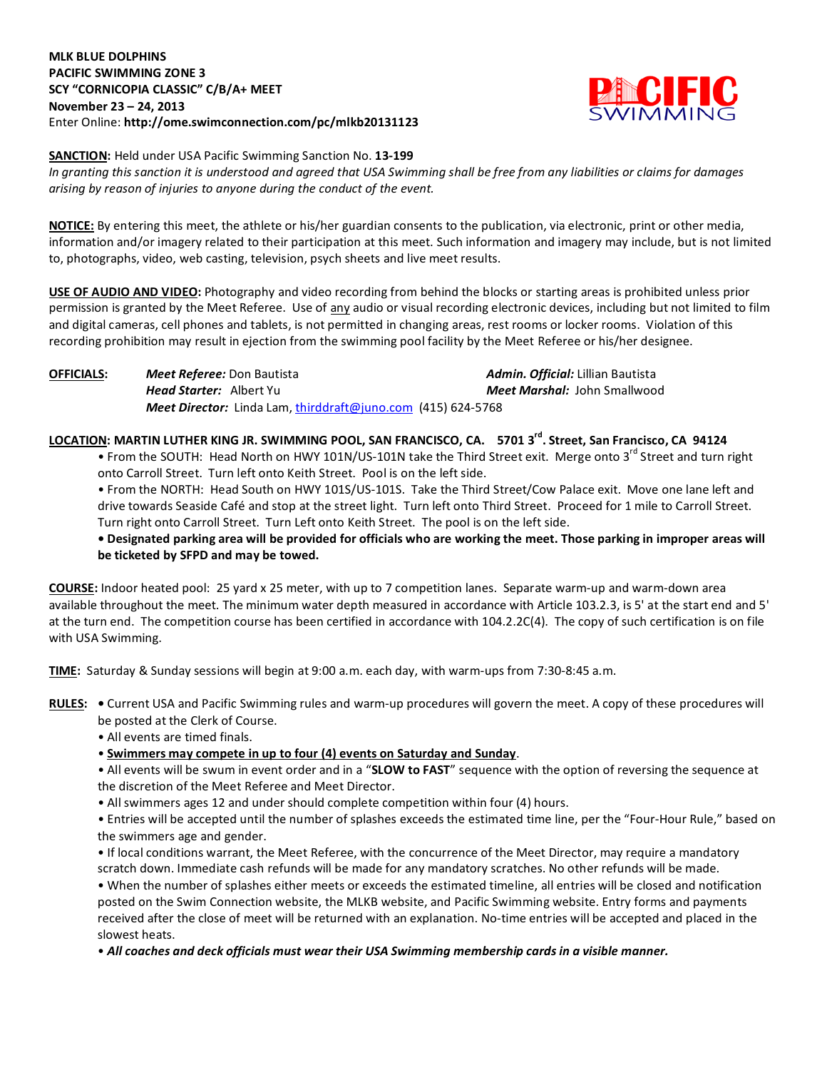**MLK BLUE DOLPHINS**
**PACIFIC SWIMMING ZONE 3**
**SCY "CORNICOPIA CLASSIC" C/B/A+ MEET**
**November 23 – 24, 2013**
Enter Online: **http://ome.swimconnection.com/pc/mlkb20131123**

**SANCTION:** Held under USA Pacific Swimming Sanction No. **13-199**
*In granting this sanction it is understood and agreed that USA Swimming shall be free from any liabilities or claims for damages arising by reason of injuries to anyone during the conduct of the event.*

**NOTICE:** By entering this meet, the athlete or his/her guardian consents to the publication, via electronic, print or other media, information and/or imagery related to their participation at this meet. Such information and imagery may include, but is not limited to, photographs, video, web casting, television, psych sheets and live meet results.

**USE OF AUDIO AND VIDEO:** Photography and video recording from behind the blocks or starting areas is prohibited unless prior permission is granted by the Meet Referee. Use of any audio or visual recording electronic devices, including but not limited to film and digital cameras, cell phones and tablets, is not permitted in changing areas, rest rooms or locker rooms. Violation of this recording prohibition may result in ejection from the swimming pool facility by the Meet Referee or his/her designee.

**OFFICIALS:**
*Meet Referee:* Don Bautista
*Admin. Official:* Lillian Bautista
*Head Starter:* Albert Yu
*Meet Marshal:* John Smallwood
*Meet Director:* Linda Lam, thirddraft@juno.com (415) 624-5768

**LOCATION: MARTIN LUTHER KING JR. SWIMMING POOL, SAN FRANCISCO, CA. 5701 3rd. Street, San Francisco, CA 94124**

- From the SOUTH: Head North on HWY 101N/US-101N take the Third Street exit. Merge onto 3rd Street and turn right onto Carroll Street. Turn left onto Keith Street. Pool is on the left side.
- From the NORTH: Head South on HWY 101S/US-101S. Take the Third Street/Cow Palace exit. Move one lane left and drive towards Seaside Café and stop at the street light. Turn left onto Third Street. Proceed for 1 mile to Carroll Street. Turn right onto Carroll Street. Turn Left onto Keith Street. The pool is on the left side.
- **Designated parking area will be provided for officials who are working the meet. Those parking in improper areas will be ticketed by SFPD and may be towed.**

**COURSE:** Indoor heated pool: 25 yard x 25 meter, with up to 7 competition lanes. Separate warm-up and warm-down area available throughout the meet. The minimum water depth measured in accordance with Article 103.2.3, is 5' at the start end and 5' at the turn end. The competition course has been certified in accordance with 104.2.2C(4). The copy of such certification is on file with USA Swimming.

**TIME:** Saturday & Sunday sessions will begin at 9:00 a.m. each day, with warm-ups from 7:30-8:45 a.m.

**RULES:**

- Current USA and Pacific Swimming rules and warm-up procedures will govern the meet. A copy of these procedures will be posted at the Clerk of Course.
- All events are timed finals.
- **Swimmers may compete in up to four (4) events on Saturday and Sunday**.
- All events will be swum in event order and in a "**SLOW to FAST**" sequence with the option of reversing the sequence at the discretion of the Meet Referee and Meet Director.
- All swimmers ages 12 and under should complete competition within four (4) hours.
- Entries will be accepted until the number of splashes exceeds the estimated time line, per the "Four-Hour Rule," based on the swimmers age and gender.
- If local conditions warrant, the Meet Referee, with the concurrence of the Meet Director, may require a mandatory scratch down. Immediate cash refunds will be made for any mandatory scratches. No other refunds will be made.
- When the number of splashes either meets or exceeds the estimated timeline, all entries will be closed and notification posted on the Swim Connection website, the MLKB website, and Pacific Swimming website. Entry forms and payments received after the close of meet will be returned with an explanation. No-time entries will be accepted and placed in the slowest heats.
- ***All coaches and deck officials must wear their USA Swimming membership cards in a visible manner.***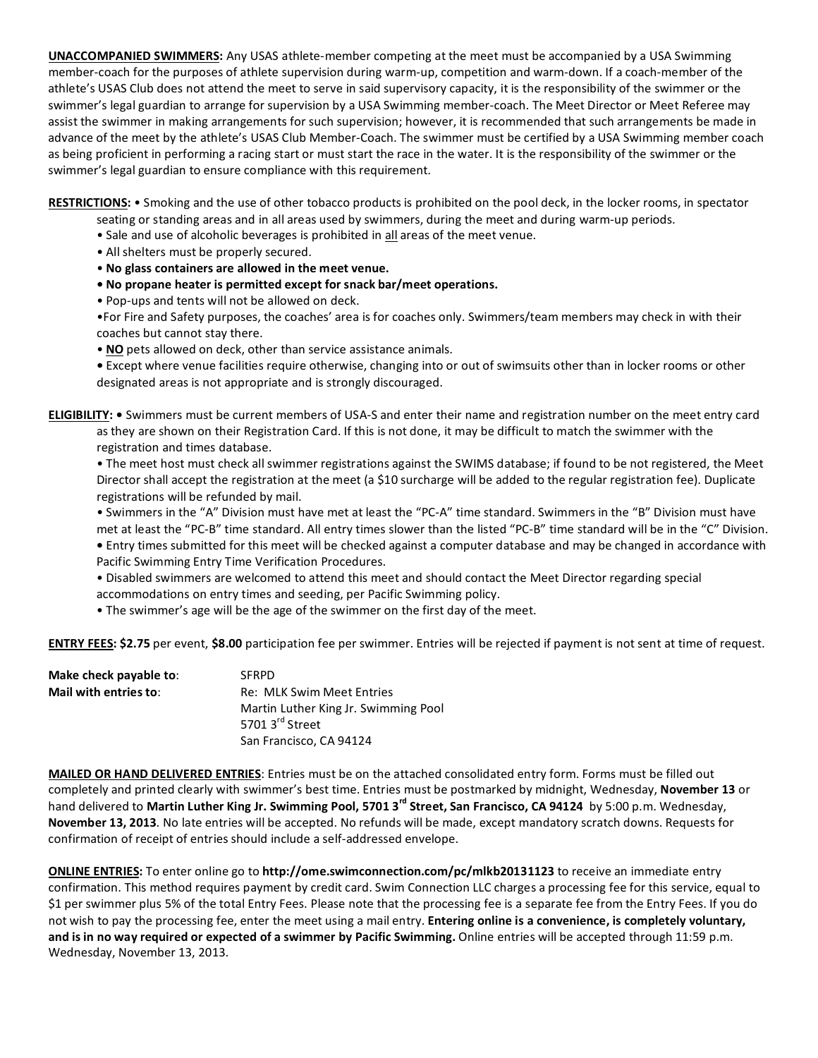**UNACCOMPANIED SWIMMERS:** Any USAS athlete-member competing at the meet must be accompanied by a USA Swimming member-coach for the purposes of athlete supervision during warm-up, competition and warm-down. If a coach-member of the athlete's USAS Club does not attend the meet to serve in said supervisory capacity, it is the responsibility of the swimmer or the swimmer's legal guardian to arrange for supervision by a USA Swimming member-coach. The Meet Director or Meet Referee may assist the swimmer in making arrangements for such supervision; however, it is recommended that such arrangements be made in advance of the meet by the athlete's USAS Club Member-Coach. The swimmer must be certified by a USA Swimming member coach as being proficient in performing a racing start or must start the race in the water. It is the responsibility of the swimmer or the swimmer's legal guardian to ensure compliance with this requirement.

**RESTRICTIONS:** • Smoking and the use of other tobacco products is prohibited on the pool deck, in the locker rooms, in spectator seating or standing areas and in all areas used by swimmers, during the meet and during warm-up periods.

- Sale and use of alcoholic beverages is prohibited in all areas of the meet venue.
- All shelters must be properly secured.
- **No glass containers are allowed in the meet venue.**
- **No propane heater is permitted except for snack bar/meet operations.**
- Pop-ups and tents will not be allowed on deck.
- For Fire and Safety purposes, the coaches' area is for coaches only. Swimmers/team members may check in with their coaches but cannot stay there.
- **NO** pets allowed on deck, other than service assistance animals.
- Except where venue facilities require otherwise, changing into or out of swimsuits other than in locker rooms or other designated areas is not appropriate and is strongly discouraged.

**ELIGIBILITY:** • Swimmers must be current members of USA-S and enter their name and registration number on the meet entry card as they are shown on their Registration Card. If this is not done, it may be difficult to match the swimmer with the registration and times database.

- The meet host must check all swimmer registrations against the SWIMS database; if found to be not registered, the Meet Director shall accept the registration at the meet (a $10 surcharge will be added to the regular registration fee). Duplicate registrations will be refunded by mail.
- Swimmers in the "A" Division must have met at least the "PC-A" time standard. Swimmers in the "B" Division must have met at least the "PC-B" time standard. All entry times slower than the listed "PC-B" time standard will be in the "C" Division.
- Entry times submitted for this meet will be checked against a computer database and may be changed in accordance with Pacific Swimming Entry Time Verification Procedures.
- Disabled swimmers are welcomed to attend this meet and should contact the Meet Director regarding special accommodations on entry times and seeding, per Pacific Swimming policy.
- The swimmer's age will be the age of the swimmer on the first day of the meet.

**ENTRY FEES: $2.75** per event, **$8.00** participation fee per swimmer. Entries will be rejected if payment is not sent at time of request.

**Make check payable to**: SFRPD

**Mail with entries to**: Re: MLK Swim Meet Entries
Martin Luther King Jr. Swimming Pool
5701 3rd Street
San Francisco, CA 94124

**MAILED OR HAND DELIVERED ENTRIES**: Entries must be on the attached consolidated entry form. Forms must be filled out completely and printed clearly with swimmer's best time. Entries must be postmarked by midnight, Wednesday, **November 13** or hand delivered to **Martin Luther King Jr. Swimming Pool, 5701 3rd Street, San Francisco, CA 94124** by 5:00 p.m. Wednesday, **November 13, 2013**. No late entries will be accepted. No refunds will be made, except mandatory scratch downs. Requests for confirmation of receipt of entries should include a self-addressed envelope.

**ONLINE ENTRIES:** To enter online go to **http://ome.swimconnection.com/pc/mlkb20131123** to receive an immediate entry confirmation. This method requires payment by credit card. Swim Connection LLC charges a processing fee for this service, equal to $1 per swimmer plus 5% of the total Entry Fees. Please note that the processing fee is a separate fee from the Entry Fees. If you do not wish to pay the processing fee, enter the meet using a mail entry. **Entering online is a convenience, is completely voluntary, and is in no way required or expected of a swimmer by Pacific Swimming.** Online entries will be accepted through 11:59 p.m. Wednesday, November 13, 2013.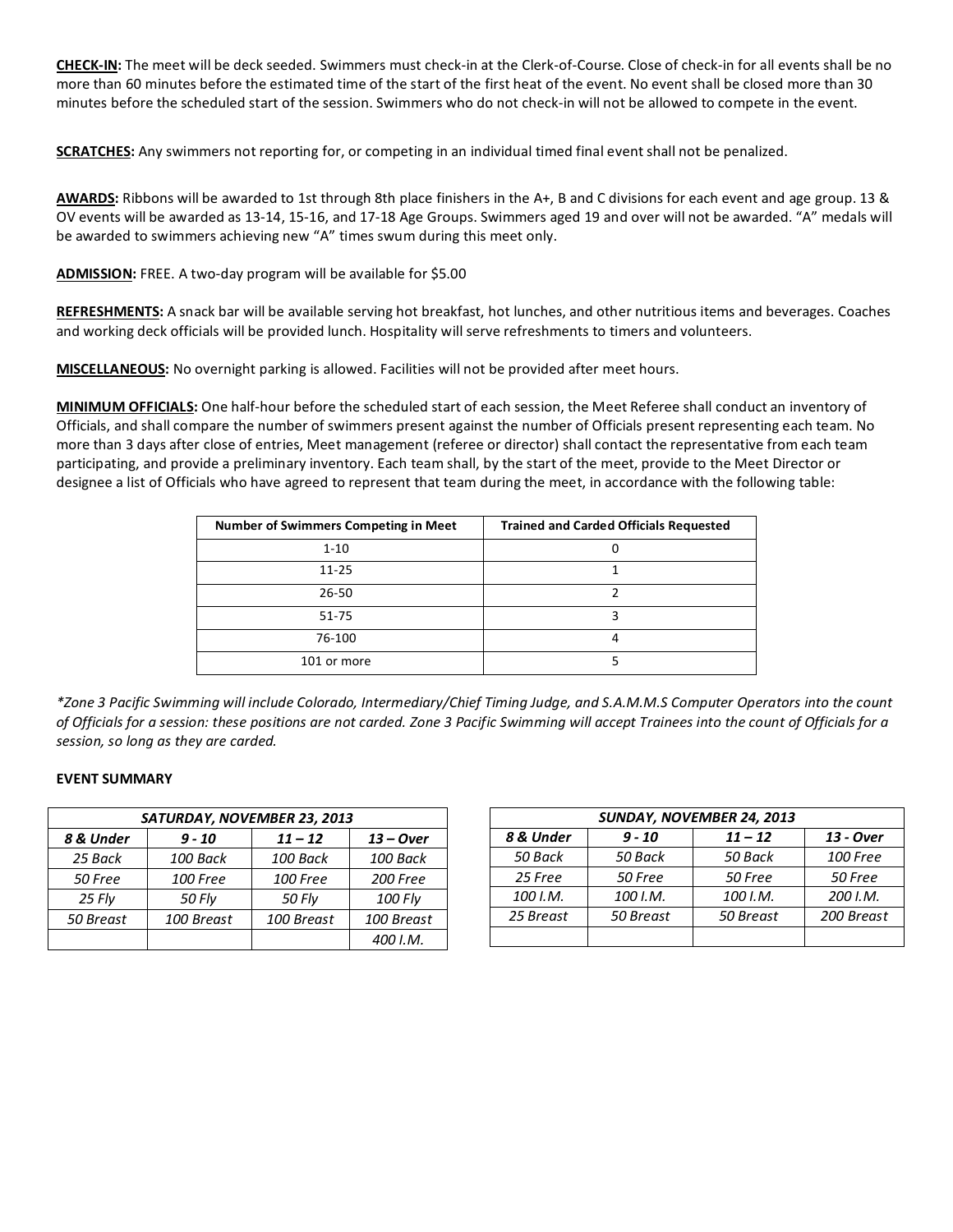**CHECK-IN:** The meet will be deck seeded. Swimmers must check-in at the Clerk-of-Course. Close of check-in for all events shall be no more than 60 minutes before the estimated time of the start of the first heat of the event. No event shall be closed more than 30 minutes before the scheduled start of the session. Swimmers who do not check-in will not be allowed to compete in the event.

**SCRATCHES:** Any swimmers not reporting for, or competing in an individual timed final event shall not be penalized.

**AWARDS:** Ribbons will be awarded to 1st through 8th place finishers in the A+, B and C divisions for each event and age group. 13 & OV events will be awarded as 13-14, 15-16, and 17-18 Age Groups. Swimmers aged 19 and over will not be awarded. "A" medals will be awarded to swimmers achieving new "A" times swum during this meet only.

**ADMISSION:** FREE. A two-day program will be available for $5.00

**REFRESHMENTS:** A snack bar will be available serving hot breakfast, hot lunches, and other nutritious items and beverages. Coaches and working deck officials will be provided lunch. Hospitality will serve refreshments to timers and volunteers.

**MISCELLANEOUS:** No overnight parking is allowed. Facilities will not be provided after meet hours.

**MINIMUM OFFICIALS:** One half-hour before the scheduled start of each session, the Meet Referee shall conduct an inventory of Officials, and shall compare the number of swimmers present against the number of Officials present representing each team. No more than 3 days after close of entries, Meet management (referee or director) shall contact the representative from each team participating, and provide a preliminary inventory. Each team shall, by the start of the meet, provide to the Meet Director or designee a list of Officials who have agreed to represent that team during the meet, in accordance with the following table:

| Number of Swimmers Competing in Meet | Trained and Carded Officials Requested |
|---|---|
| 1-10 | 0 |
| 11-25 | 1 |
| 26-50 | 2 |
| 51-75 | 3 |
| 76-100 | 4 |
| 101 or more | 5 |

*\*Zone 3 Pacific Swimming will include Colorado, Intermediary/Chief Timing Judge, and S.A.M.M.S Computer Operators into the count of Officials for a session: these positions are not carded. Zone 3 Pacific Swimming will accept Trainees into the count of Officials for a session, so long as they are carded.*

**EVENT SUMMARY**

| *SATURDAY, NOVEMBER 23, 2013* | | | |
|---|---|---|---|
| ***8 & Under*** | ***9 - 10*** | ***11 – 12*** | ***13 – Over*** |
| *25 Back* | *100 Back* | *100 Back* | *100 Back* |
| *50 Free* | *100 Free* | *100 Free* | *200 Free* |
| *25 Fly* | *50 Fly* | *50 Fly* | *100 Fly* |
| *50 Breast* | *100 Breast* | *100 Breast* | *100 Breast* |
| | | | *400 I.M.* |

| *SUNDAY, NOVEMBER 24, 2013* | | | |
|---|---|---|---|
| ***8 & Under*** | ***9 - 10*** | ***11 – 12*** | ***13 - Over*** |
| *50 Back* | *50 Back* | *50 Back* | *100 Free* |
| *25 Free* | *50 Free* | *50 Free* | *50 Free* |
| *100 I.M.* | *100 I.M.* | *100 I.M.* | *200 I.M.* |
| *25 Breast* | *50 Breast* | *50 Breast* | *200 Breast* |
| | | | |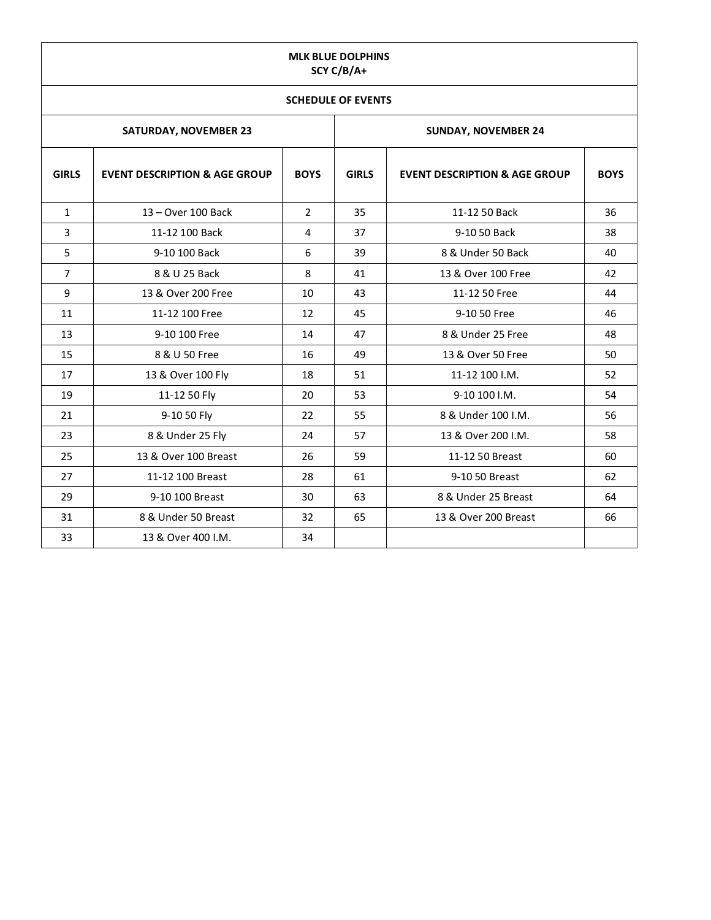| MLK BLUE DOLPHINS<br>SCY C/B/A+ | | | | | |
|---|---|---|---|---|---|
| **SCHEDULE OF EVENTS** | | | | | |
| **SATURDAY, NOVEMBER 23** | | | **SUNDAY, NOVEMBER 24** | | |
| **GIRLS** | **EVENT DESCRIPTION & AGE GROUP** | **BOYS** | **GIRLS** | **EVENT DESCRIPTION & AGE GROUP** | **BOYS** |
| 1 | 13 – Over 100 Back | 2 | 35 | 11-12 50 Back | 36 |
| 3 | 11-12 100 Back | 4 | 37 | 9-10 50 Back | 38 |
| 5 | 9-10 100 Back | 6 | 39 | 8 & Under 50 Back | 40 |
| 7 | 8 & U 25 Back | 8 | 41 | 13 & Over 100 Free | 42 |
| 9 | 13 & Over 200 Free | 10 | 43 | 11-12 50 Free | 44 |
| 11 | 11-12 100 Free | 12 | 45 | 9-10 50 Free | 46 |
| 13 | 9-10 100 Free | 14 | 47 | 8 & Under 25 Free | 48 |
| 15 | 8 & U 50 Free | 16 | 49 | 13 & Over 50 Free | 50 |
| 17 | 13 & Over 100 Fly | 18 | 51 | 11-12 100 I.M. | 52 |
| 19 | 11-12 50 Fly | 20 | 53 | 9-10 100 I.M. | 54 |
| 21 | 9-10 50 Fly | 22 | 55 | 8 & Under 100 I.M. | 56 |
| 23 | 8 & Under 25 Fly | 24 | 57 | 13 & Over 200 I.M. | 58 |
| 25 | 13 & Over 100 Breast | 26 | 59 | 11-12 50 Breast | 60 |
| 27 | 11-12 100 Breast | 28 | 61 | 9-10 50 Breast | 62 |
| 29 | 9-10 100 Breast | 30 | 63 | 8 & Under 25 Breast | 64 |
| 31 | 8 & Under 50 Breast | 32 | 65 | 13 & Over 200 Breast | 66 |
| 33 | 13 & Over 400 I.M. | 34 | | | |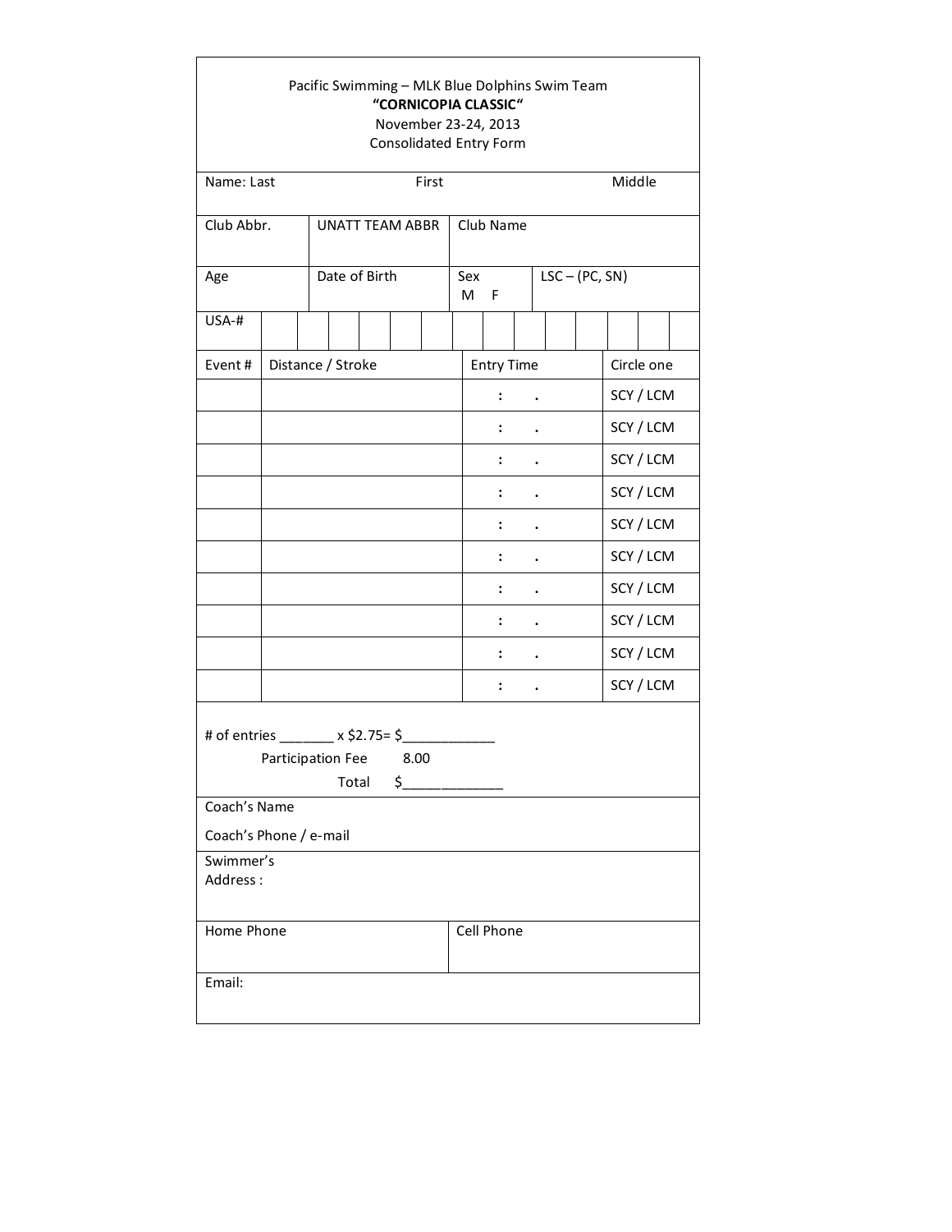Pacific Swimming – MLK Blue Dolphins Swim Team

**"CORNICOPIA CLASSIC"**

November 23-24, 2013

Consolidated Entry Form

| Name: Last | First | Middle |
|---|---|---|
| | | |

| Club Abbr. | UNATT TEAM ABBR | Club Name |
|---|---|---|
| | | |

| Age | Date of Birth | Sex M F | LSC – (PC, SN) |
|---|---|---|---|
| | | | |

| USA-# | | | | | | | | | | | | | | |
|---|---|---|---|---|---|---|---|---|---|---|---|---|---|---|

| Event # | Distance / Stroke | Entry Time | Circle one |
|---|---|---|---|
| | | : . | SCY / LCM |
| | | : . | SCY / LCM |
| | | : . | SCY / LCM |
| | | : . | SCY / LCM |
| | | : . | SCY / LCM |
| | | : . | SCY / LCM |
| | | : . | SCY / LCM |
| | | : . | SCY / LCM |
| | | : . | SCY / LCM |
| | | : . | SCY / LCM |

# of entries _______ x $2.75= $____________

Participation Fee 8.00

Total $_____________

Coach's Name

Coach's Phone / e-mail

Swimmer's Address :

| Home Phone | Cell Phone |
|---|---|
| | |

Email: